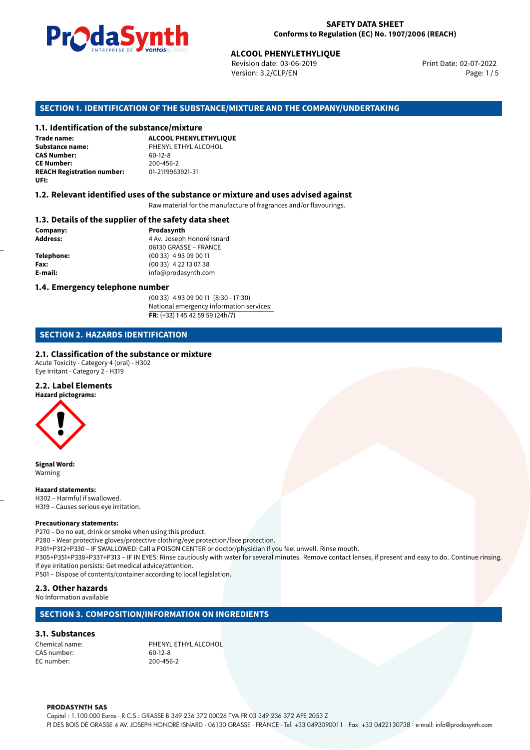**SAFETY DATA SHEET**
**Conforms to Regulation (EC) No. 1907/2006 (REACH)**

**ALCOOL PHENYLETHYLIQUE**
Revision date: 03-06-2019
Version: 3.2/CLP/EN
Print Date: 02-07-2022

## SECTION 1. IDENTIFICATION OF THE SUBSTANCE/MIXTURE AND THE COMPANY/UNDERTAKING

### 1.1. Identification of the substance/mixture

**Trade name:** **ALCOOL PHENYLETHYLIQUE**
**Substance name:** PHENYL ETHYL ALCOHOL
**CAS Number:** 60-12-8
**CE Number:** 200-456-2
**REACH Registration number:** 01-2119963921-31
**UFI:**

### 1.2. Relevant identified uses of the substance or mixture and uses advised against

Raw material for the manufacture of fragrances and/or flavourings.

### 1.3. Details of the supplier of the safety data sheet

**Company:** **Prodasynth**
**Address:** 4 Av. Joseph Honoré Isnard
06130 GRASSE – FRANCE
**Telephone:** (00 33) 4 93 09 00 11
**Fax:** (00 33) 4 22 13 07 38
**E-mail:** info@prodasynth.com

### 1.4. Emergency telephone number

(00 33) 4 93 09 00 11 (8:30 - 17:30)
National emergency information services:
**FR**: (+33) 1 45 42 59 59 (24h/7)

## SECTION 2. HAZARDS IDENTIFICATION

### 2.1. Classification of the substance or mixture

Acute Toxicity - Category 4 (oral) - H302
Eye Irritant - Category 2 - H319

### 2.2. Label Elements

**Hazard pictograms:**

**Signal Word:**
Warning

**Hazard statements:**
H302 – Harmful if swallowed.
H319 – Causes serious eye irritation.

**Precautionary statements:**
P270 – Do no eat, drink or smoke when using this product.
P280 – Wear protective gloves/protective clothing/eye protection/face protection.
P301+P312+P330 – IF SWALLOWED: Call a POISON CENTER or doctor/physician if you feel unwell. Rinse mouth.
P305+P351+P338+P337+P313 – IF IN EYES: Rinse cautiously with water for several minutes. Remove contact lenses, if present and easy to do. Continue rinsing. If eye irritation persists: Get medical advice/attention.
P501 – Dispose of contents/container according to local legislation.

### 2.3. Other hazards

No Information available

## SECTION 3. COMPOSITION/INFORMATION ON INGREDIENTS

### 3.1. Substances

Chemical name: PHENYL ETHYL ALCOHOL
CAS number: 60-12-8
EC number: 200-456-2

**PRODASYNTH SAS**
Capital : 1.100.000 Euros · R.C.S.: GRASSE B 349 236 372 00026 TVA FR 03 349 236 372 APE 2053 Z
PI DES BOIS DE GRASSE 4 AV. JOSEPH HONORÉ ISNARD · 06130 GRASSE · FRANCE · Tel: +33 0493090011 · Fax: +33 0422130738 · e-mail: info@prodasynth.com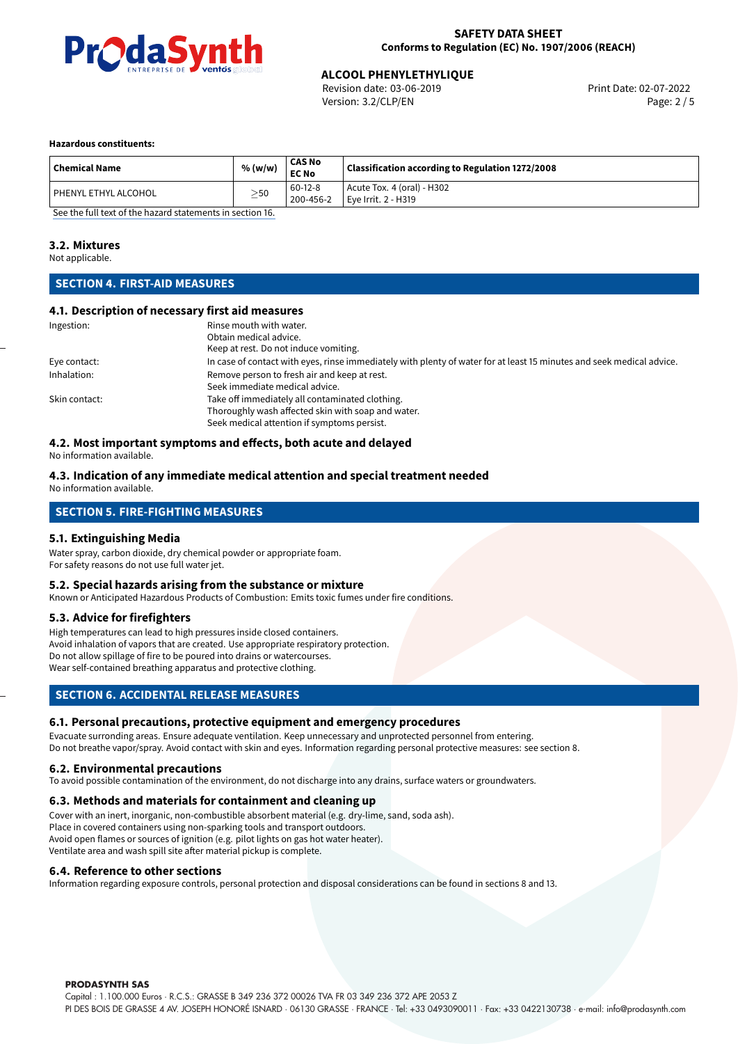**Hazardous constituents:**

| Chemical Name | % (w/w) | CAS No EC No | Classification according to Regulation 1272/2008 |
|---|---|---|---|
| PHENYL ETHYL ALCOHOL | $\geq$50 | 60-12-8 200-456-2 | Acute Tox. 4 (oral) - H302 Eye Irrit. 2 - H319 |

See the full text of the hazard statements in section 16.

### 3.2. Mixtures

Not applicable.

## SECTION 4. FIRST-AID MEASURES

### 4.1. Description of necessary first aid measures

Ingestion: Rinse mouth with water.
Obtain medical advice.
Keep at rest. Do not induce vomiting.

Eye contact: In case of contact with eyes, rinse immediately with plenty of water for at least 15 minutes and seek medical advice.

Inhalation: Remove person to fresh air and keep at rest.
Seek immediate medical advice.

Skin contact: Take off immediately all contaminated clothing.
Thoroughly wash affected skin with soap and water.
Seek medical attention if symptoms persist.

### 4.2. Most important symptoms and effects, both acute and delayed

No information available.

### 4.3. Indication of any immediate medical attention and special treatment needed

No information available.

## SECTION 5. FIRE-FIGHTING MEASURES

### 5.1. Extinguishing Media

Water spray, carbon dioxide, dry chemical powder or appropriate foam.
For safety reasons do not use full water jet.

### 5.2. Special hazards arising from the substance or mixture

Known or Anticipated Hazardous Products of Combustion: Emits toxic fumes under fire conditions.

### 5.3. Advice for firefighters

High temperatures can lead to high pressures inside closed containers.
Avoid inhalation of vapors that are created. Use appropriate respiratory protection.
Do not allow spillage of fire to be poured into drains or watercourses.
Wear self-contained breathing apparatus and protective clothing.

## SECTION 6. ACCIDENTAL RELEASE MEASURES

### 6.1. Personal precautions, protective equipment and emergency procedures

Evacuate surronding areas. Ensure adequate ventilation. Keep unnecessary and unprotected personnel from entering.
Do not breathe vapor/spray. Avoid contact with skin and eyes. Information regarding personal protective measures: see section 8.

### 6.2. Environmental precautions

To avoid possible contamination of the environment, do not discharge into any drains, surface waters or groundwaters.

### 6.3. Methods and materials for containment and cleaning up

Cover with an inert, inorganic, non-combustible absorbent material (e.g. dry-lime, sand, soda ash).
Place in covered containers using non-sparking tools and transport outdoors.
Avoid open flames or sources of ignition (e.g. pilot lights on gas hot water heater).
Ventilate area and wash spill site after material pickup is complete.

### 6.4. Reference to other sections

Information regarding exposure controls, personal protection and disposal considerations can be found in sections 8 and 13.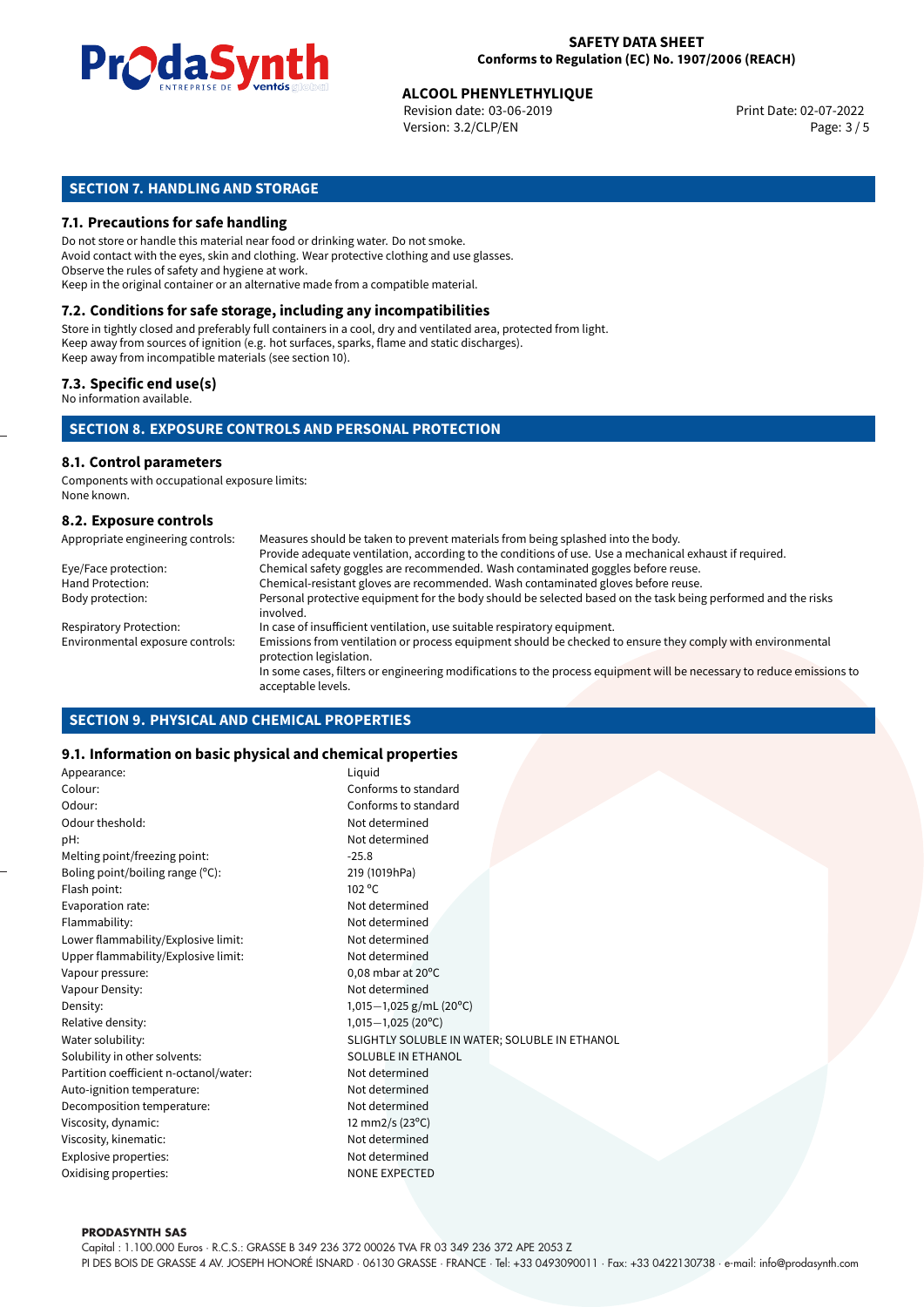## SECTION 7. HANDLING AND STORAGE

### 7.1. Precautions for safe handling

Do not store or handle this material near food or drinking water. Do not smoke.
Avoid contact with the eyes, skin and clothing. Wear protective clothing and use glasses.
Observe the rules of safety and hygiene at work.
Keep in the original container or an alternative made from a compatible material.

### 7.2. Conditions for safe storage, including any incompatibilities

Store in tightly closed and preferably full containers in a cool, dry and ventilated area, protected from light.
Keep away from sources of ignition (e.g. hot surfaces, sparks, flame and static discharges).
Keep away from incompatible materials (see section 10).

### 7.3. Specific end use(s)

No information available.

## SECTION 8. EXPOSURE CONTROLS AND PERSONAL PROTECTION

### 8.1. Control parameters

Components with occupational exposure limits:
None known.

### 8.2. Exposure controls

| | |
|---|---|
| Appropriate engineering controls: | Measures should be taken to prevent materials from being splashed into the body. Provide adequate ventilation, according to the conditions of use. Use a mechanical exhaust if required. |
| Eye/Face protection: | Chemical safety goggles are recommended. Wash contaminated goggles before reuse. |
| Hand Protection: | Chemical-resistant gloves are recommended. Wash contaminated gloves before reuse. |
| Body protection: | Personal protective equipment for the body should be selected based on the task being performed and the risks involved. |
| Respiratory Protection: | In case of insufficient ventilation, use suitable respiratory equipment. |
| Environmental exposure controls: | Emissions from ventilation or process equipment should be checked to ensure they comply with environmental protection legislation. In some cases, filters or engineering modifications to the process equipment will be necessary to reduce emissions to acceptable levels. |

## SECTION 9. PHYSICAL AND CHEMICAL PROPERTIES

### 9.1. Information on basic physical and chemical properties

| | |
|---|---|
| Appearance: | Liquid |
| Colour: | Conforms to standard |
| Odour: | Conforms to standard |
| Odour theshold: | Not determined |
| pH: | Not determined |
| Melting point/freezing point: | -25.8 |
| Boling point/boiling range (°C): | 219 (1019hPa) |
| Flash point: | 102 °C |
| Evaporation rate: | Not determined |
| Flammability: | Not determined |
| Lower flammability/Explosive limit: | Not determined |
| Upper flammability/Explosive limit: | Not determined |
| Vapour pressure: | 0,08 mbar at 20°C |
| Vapour Density: | Not determined |
| Density: | 1,015−1,025 g/mL (20°C) |
| Relative density: | 1,015−1,025 (20°C) |
| Water solubility: | SLIGHTLY SOLUBLE IN WATER; SOLUBLE IN ETHANOL |
| Solubility in other solvents: | SOLUBLE IN ETHANOL |
| Partition coefficient n-octanol/water: | Not determined |
| Auto-ignition temperature: | Not determined |
| Decomposition temperature: | Not determined |
| Viscosity, dynamic: | 12 mm2/s (23°C) |
| Viscosity, kinematic: | Not determined |
| Explosive properties: | Not determined |
| Oxidising properties: | NONE EXPECTED |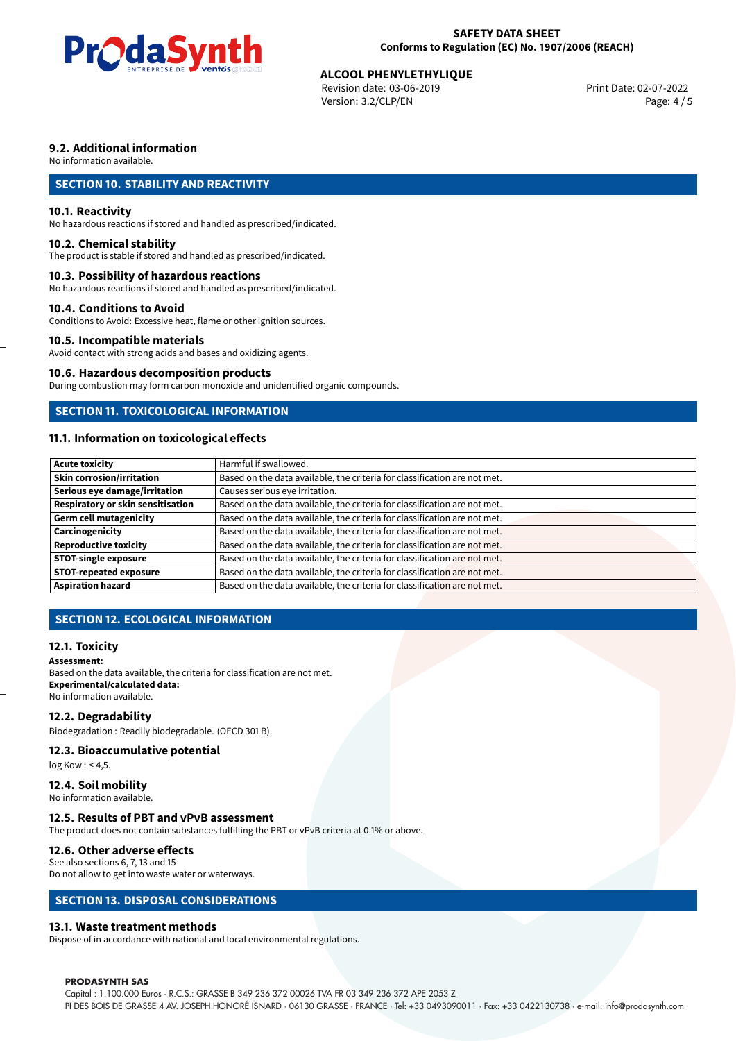### 9.2. Additional information

No information available.

## SECTION 10. STABILITY AND REACTIVITY

### 10.1. Reactivity

No hazardous reactions if stored and handled as prescribed/indicated.

### 10.2. Chemical stability

The product is stable if stored and handled as prescribed/indicated.

### 10.3. Possibility of hazardous reactions

No hazardous reactions if stored and handled as prescribed/indicated.

### 10.4. Conditions to Avoid

Conditions to Avoid: Excessive heat, flame or other ignition sources.

### 10.5. Incompatible materials

Avoid contact with strong acids and bases and oxidizing agents.

### 10.6. Hazardous decomposition products

During combustion may form carbon monoxide and unidentified organic compounds.

## SECTION 11. TOXICOLOGICAL INFORMATION

### 11.1. Information on toxicological effects

| | |
|---|---|
| **Acute toxicity** | Harmful if swallowed. |
| **Skin corrosion/irritation** | Based on the data available, the criteria for classification are not met. |
| **Serious eye damage/irritation** | Causes serious eye irritation. |
| **Respiratory or skin sensitisation** | Based on the data available, the criteria for classification are not met. |
| **Germ cell mutagenicity** | Based on the data available, the criteria for classification are not met. |
| **Carcinogenicity** | Based on the data available, the criteria for classification are not met. |
| **Reproductive toxicity** | Based on the data available, the criteria for classification are not met. |
| **STOT-single exposure** | Based on the data available, the criteria for classification are not met. |
| **STOT-repeated exposure** | Based on the data available, the criteria for classification are not met. |
| **Aspiration hazard** | Based on the data available, the criteria for classification are not met. |

## SECTION 12. ECOLOGICAL INFORMATION

### 12.1. Toxicity

**Assessment:**

Based on the data available, the criteria for classification are not met.

**Experimental/calculated data:**

No information available.

### 12.2. Degradability

Biodegradation : Readily biodegradable. (OECD 301 B).

### 12.3. Bioaccumulative potential

log Kow : < 4,5.

### 12.4. Soil mobility

No information available.

### 12.5. Results of PBT and vPvB assessment

The product does not contain substances fulfilling the PBT or vPvB criteria at 0.1% or above.

### 12.6. Other adverse effects

See also sections 6, 7, 13 and 15

Do not allow to get into waste water or waterways.

## SECTION 13. DISPOSAL CONSIDERATIONS

### 13.1. Waste treatment methods

Dispose of in accordance with national and local environmental regulations.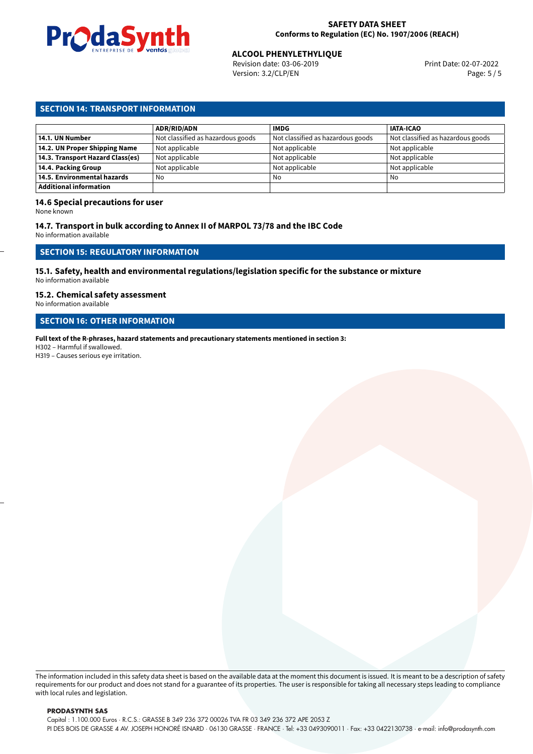## SECTION 14: TRANSPORT INFORMATION

| | ADR/RID/ADN | IMDG | IATA-ICAO |
|---|---|---|---|
| **14.1. UN Number** | Not classified as hazardous goods | Not classified as hazardous goods | Not classified as hazardous goods |
| **14.2. UN Proper Shipping Name** | Not applicable | Not applicable | Not applicable |
| **14.3. Transport Hazard Class(es)** | Not applicable | Not applicable | Not applicable |
| **14.4. Packing Group** | Not applicable | Not applicable | Not applicable |
| **14.5. Environmental hazards** | No | No | No |
| **Additional information** | | | |

### 14.6 Special precautions for user

None known

### 14.7. Transport in bulk according to Annex II of MARPOL 73/78 and the IBC Code

No information available

## SECTION 15: REGULATORY INFORMATION

### 15.1. Safety, health and environmental regulations/legislation specific for the substance or mixture

No information available

### 15.2. Chemical safety assessment

No information available

## SECTION 16: OTHER INFORMATION

**Full text of the R-phrases, hazard statements and precautionary statements mentioned in section 3:**

H302 – Harmful if swallowed.
H319 – Causes serious eye irritation.

The information included in this safety data sheet is based on the available data at the moment this document is issued. It is meant to be a description of safety requirements for our product and does not stand for a guarantee of its properties. The user is responsible for taking all necessary steps leading to compliance with local rules and legislation.

**PRODASYNTH SAS**

Capital : 1.100.000 Euros · R.C.S.: GRASSE B 349 236 372 00026 TVA FR 03 349 236 372 APE 2053 Z
PI DES BOIS DE GRASSE 4 AV. JOSEPH HONORÉ ISNARD · 06130 GRASSE · FRANCE · Tel: +33 0493090011 · Fax: +33 0422130738 · e-mail: info@prodasynth.com